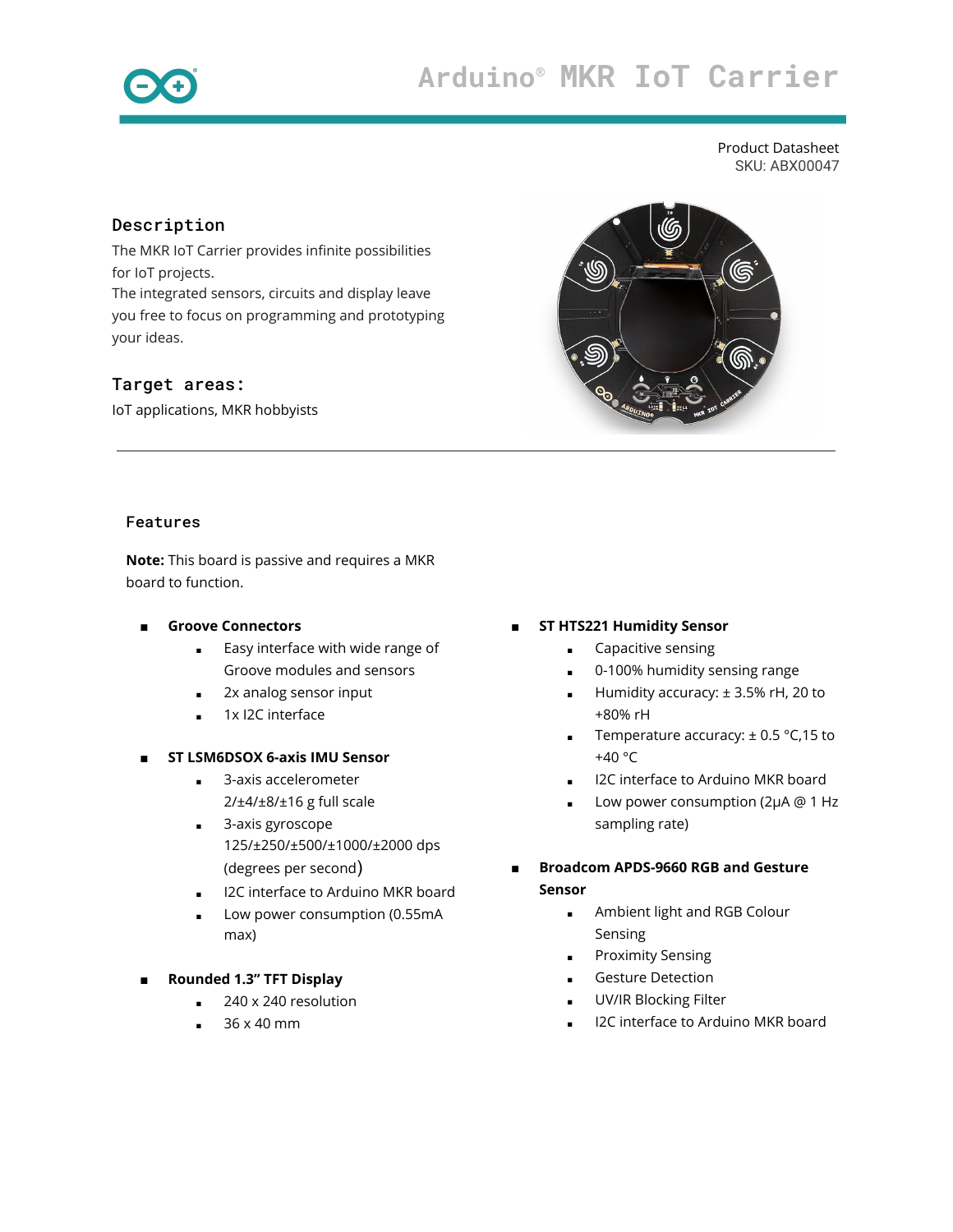# Arduino® MKR IoT Carrier

Product Datasheet
SKU: ABX00047

## Description

The MKR IoT Carrier provides infinite possibilities for IoT projects.
The integrated sensors, circuits and display leave you free to focus on programming and prototyping your ideas.

## Target areas:

IoT applications, MKR hobbyists

## Features

**Note:** This board is passive and requires a MKR board to function.

- **Groove Connectors**
  - Easy interface with wide range of Groove modules and sensors
  - 2x analog sensor input
  - 1x I2C interface
- **ST LSM6DSOX 6-axis IMU Sensor**
  - 3-axis accelerometer 2/±4/±8/±16 g full scale
  - 3-axis gyroscope 125/±250/±500/±1000/±2000 dps (degrees per second)
  - I2C interface to Arduino MKR board
  - Low power consumption (0.55mA max)
- **Rounded 1.3" TFT Display**
  - 240 x 240 resolution
  - 36 x 40 mm
- **ST HTS221 Humidity Sensor**
  - Capacitive sensing
  - 0-100% humidity sensing range
  - Humidity accuracy: ± 3.5% rH, 20 to +80% rH
  - Temperature accuracy: ± 0.5 °C,15 to +40 °C
  - I2C interface to Arduino MKR board
  - Low power consumption (2µA @ 1 Hz sampling rate)
- **Broadcom APDS-9660 RGB and Gesture Sensor**
  - Ambient light and RGB Colour Sensing
  - Proximity Sensing
  - Gesture Detection
  - UV/IR Blocking Filter
  - I2C interface to Arduino MKR board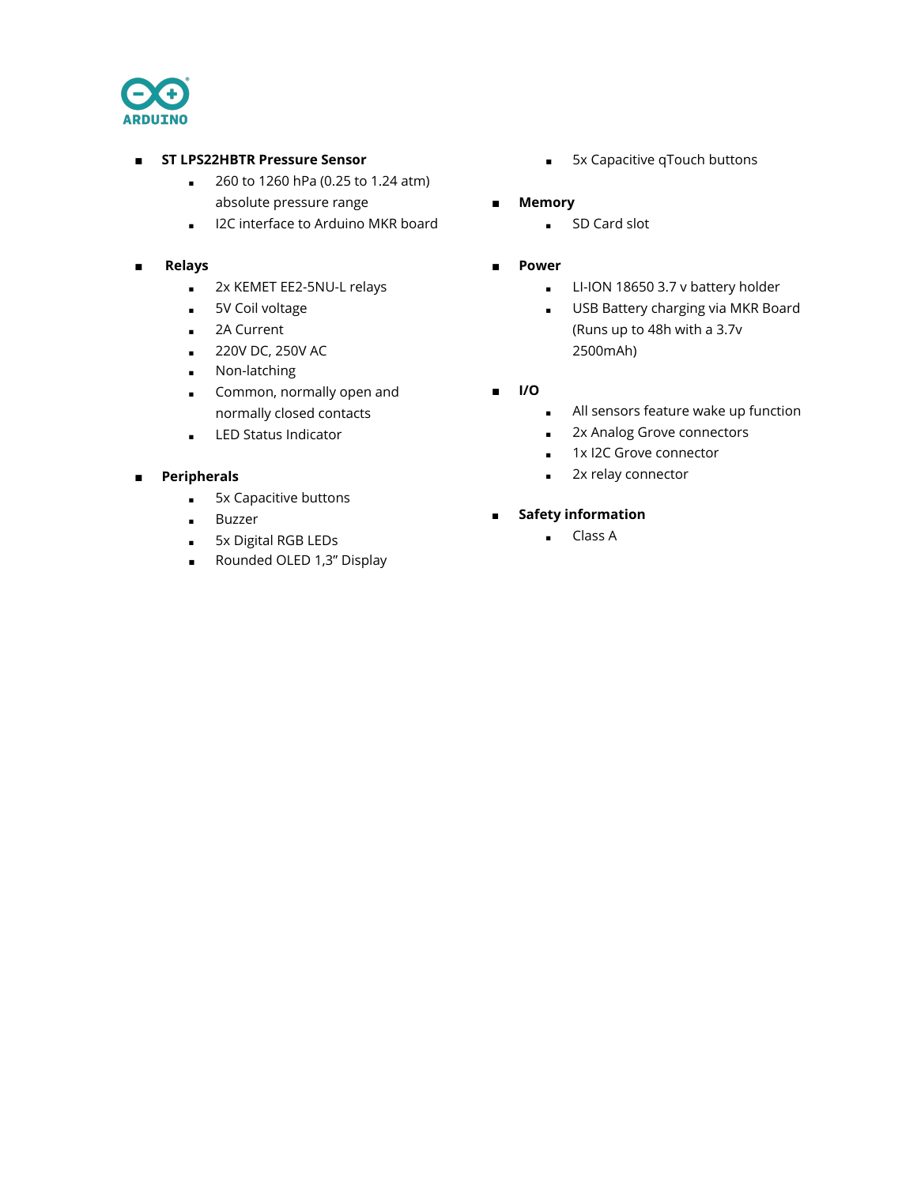- **ST LPS22HBTR Pressure Sensor**
  - 260 to 1260 hPa (0.25 to 1.24 atm) absolute pressure range
  - I2C interface to Arduino MKR board
- **Relays**
  - 2x KEMET EE2-5NU-L relays
  - 5V Coil voltage
  - 2A Current
  - 220V DC, 250V AC
  - Non-latching
  - Common, normally open and normally closed contacts
  - LED Status Indicator
- **Peripherals**
  - 5x Capacitive buttons
  - Buzzer
  - 5x Digital RGB LEDs
  - Rounded OLED 1,3" Display
  - 5x Capacitive qTouch buttons
- **Memory**
  - SD Card slot
- **Power**
  - LI-ION 18650 3.7 v battery holder
  - USB Battery charging via MKR Board (Runs up to 48h with a 3.7v 2500mAh)
- **I/O**
  - All sensors feature wake up function
  - 2x Analog Grove connectors
  - 1x I2C Grove connector
  - 2x relay connector
- **Safety information**
  - Class A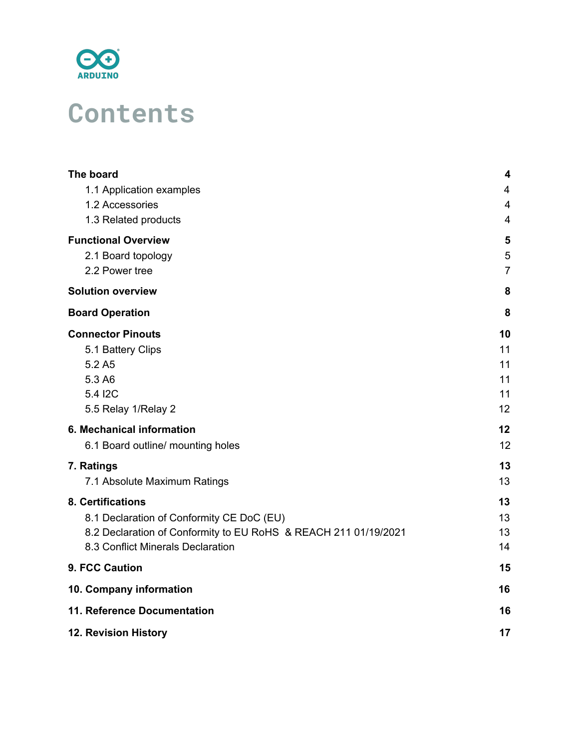# Contents

| | |
|---|---|
| **The board** | **4** |
| 1.1 Application examples | 4 |
| 1.2 Accessories | 4 |
| 1.3 Related products | 4 |
| **Functional Overview** | **5** |
| 2.1 Board topology | 5 |
| 2.2 Power tree | 7 |
| **Solution overview** | **8** |
| **Board Operation** | **8** |
| **Connector Pinouts** | **10** |
| 5.1 Battery Clips | 11 |
| 5.2 A5 | 11 |
| 5.3 A6 | 11 |
| 5.4 I2C | 11 |
| 5.5 Relay 1/Relay 2 | 12 |
| **6. Mechanical information** | **12** |
| 6.1 Board outline/ mounting holes | 12 |
| **7. Ratings** | **13** |
| 7.1 Absolute Maximum Ratings | 13 |
| **8. Certifications** | **13** |
| 8.1 Declaration of Conformity CE DoC (EU) | 13 |
| 8.2 Declaration of Conformity to EU RoHS & REACH 211 01/19/2021 | 13 |
| 8.3 Conflict Minerals Declaration | 14 |
| **9. FCC Caution** | **15** |
| **10. Company information** | **16** |
| **11. Reference Documentation** | **16** |
| **12. Revision History** | **17** |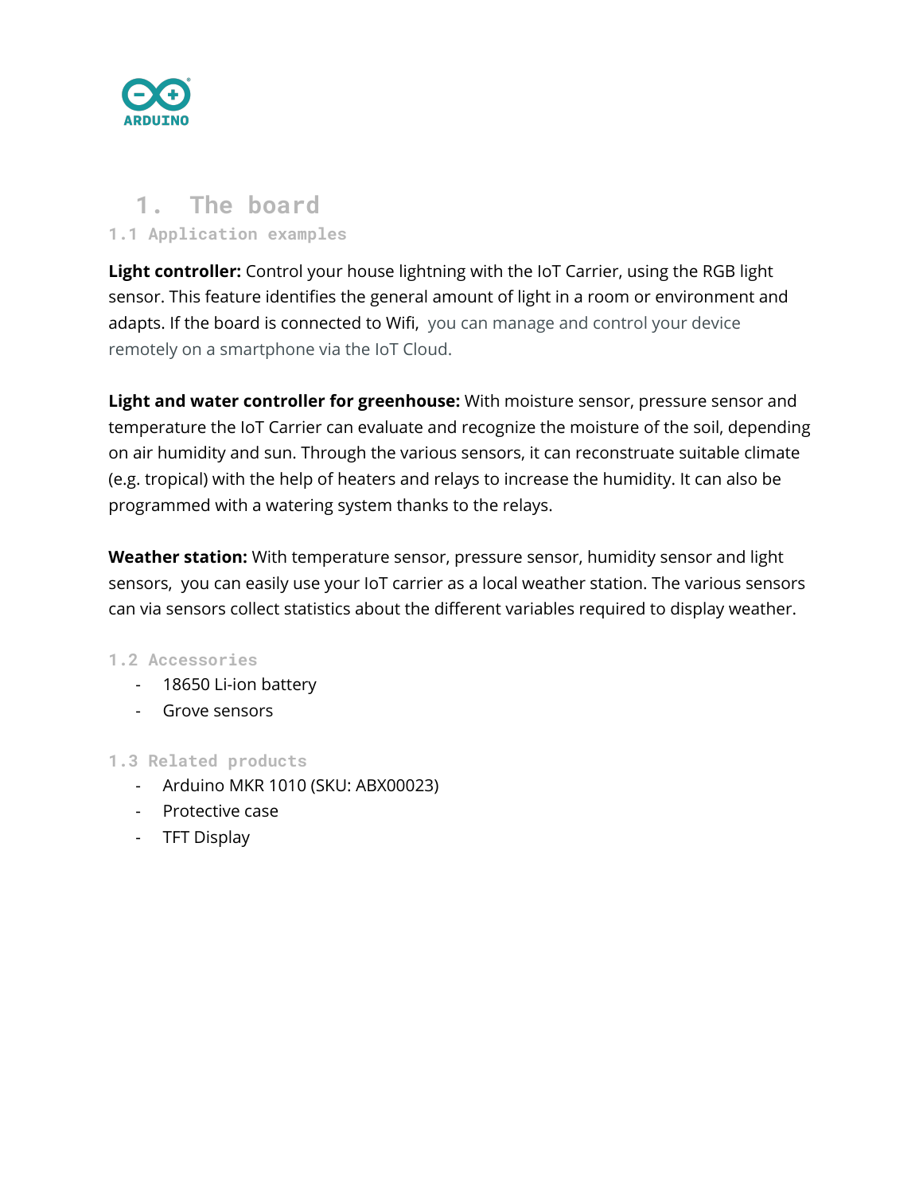# 1. The board

## 1.1 Application examples

**Light controller:** Control your house lightning with the IoT Carrier, using the RGB light sensor. This feature identifies the general amount of light in a room or environment and adapts. If the board is connected to Wifi, you can manage and control your device remotely on a smartphone via the IoT Cloud.

**Light and water controller for greenhouse:** With moisture sensor, pressure sensor and temperature the IoT Carrier can evaluate and recognize the moisture of the soil, depending on air humidity and sun. Through the various sensors, it can reconstruate suitable climate (e.g. tropical) with the help of heaters and relays to increase the humidity. It can also be programmed with a watering system thanks to the relays.

**Weather station:** With temperature sensor, pressure sensor, humidity sensor and light sensors, you can easily use your IoT carrier as a local weather station. The various sensors can via sensors collect statistics about the different variables required to display weather.

## 1.2 Accessories

- 18650 Li-ion battery
- Grove sensors

## 1.3 Related products

- Arduino MKR 1010 (SKU: ABX00023)
- Protective case
- TFT Display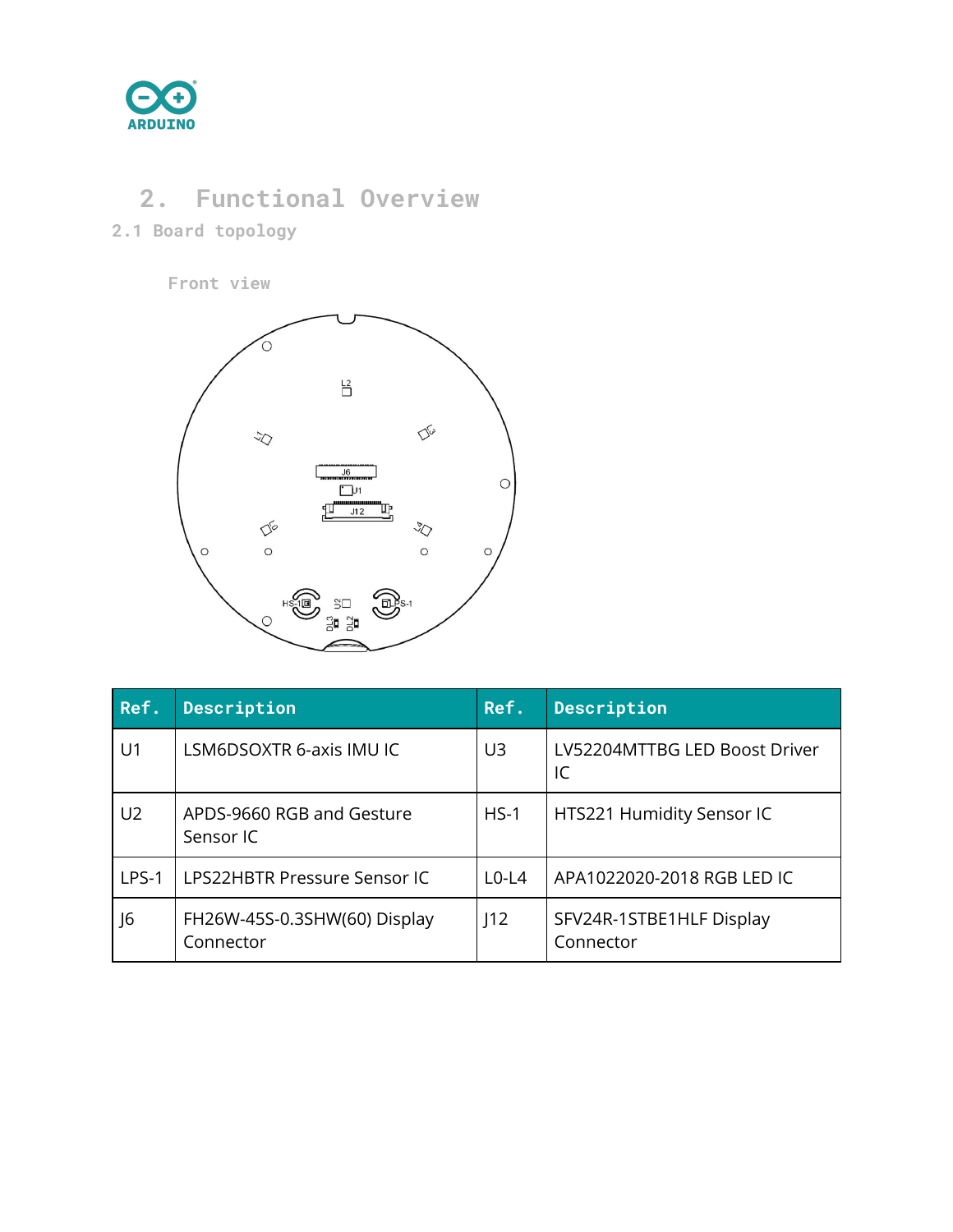## 2. Functional Overview

### 2.1 Board topology

Front view

| Ref. | Description | Ref. | Description |
| --- | --- | --- | --- |
| U1 | LSM6DSOXTR 6-axis IMU IC | U3 | LV52204MTTBG LED Boost Driver IC |
| U2 | APDS-9660 RGB and Gesture Sensor IC | HS-1 | HTS221 Humidity Sensor IC |
| LPS-1 | LPS22HBTR Pressure Sensor IC | L0-L4 | APA1022020-2018 RGB LED IC |
| J6 | FH26W-45S-0.3SHW(60) Display Connector | J12 | SFV24R-1STBE1HLF Display Connector |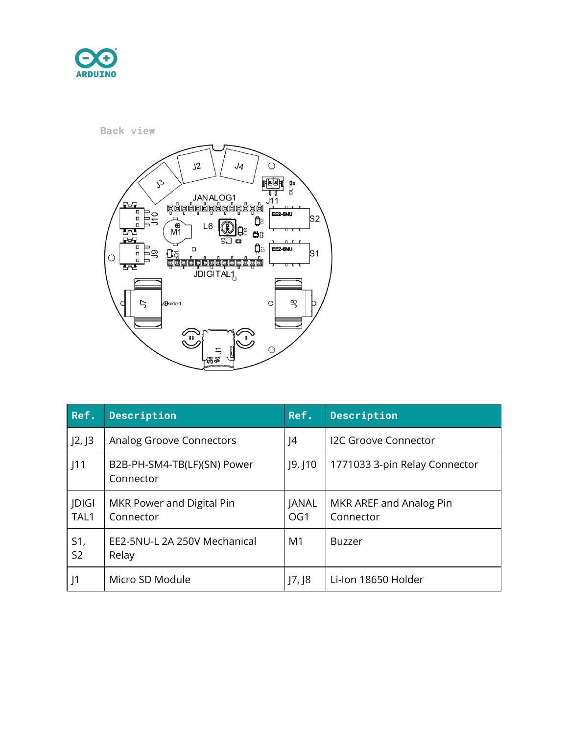Back view

| Ref. | Description | Ref. | Description |
|---|---|---|---|
| J2, J3 | Analog Groove Connectors | J4 | I2C Groove Connector |
| J11 | B2B-PH-SM4-TB(LF)(SN) Power Connector | J9, J10 | 1771033 3-pin Relay Connector |
| JDIGITAL1 | MKR Power and Digital Pin Connector | JANALOG1 | MKR AREF and Analog Pin Connector |
| S1, S2 | EE2-5NU-L 2A 250V Mechanical Relay | M1 | Buzzer |
| J1 | Micro SD Module | J7, J8 | Li-Ion 18650 Holder |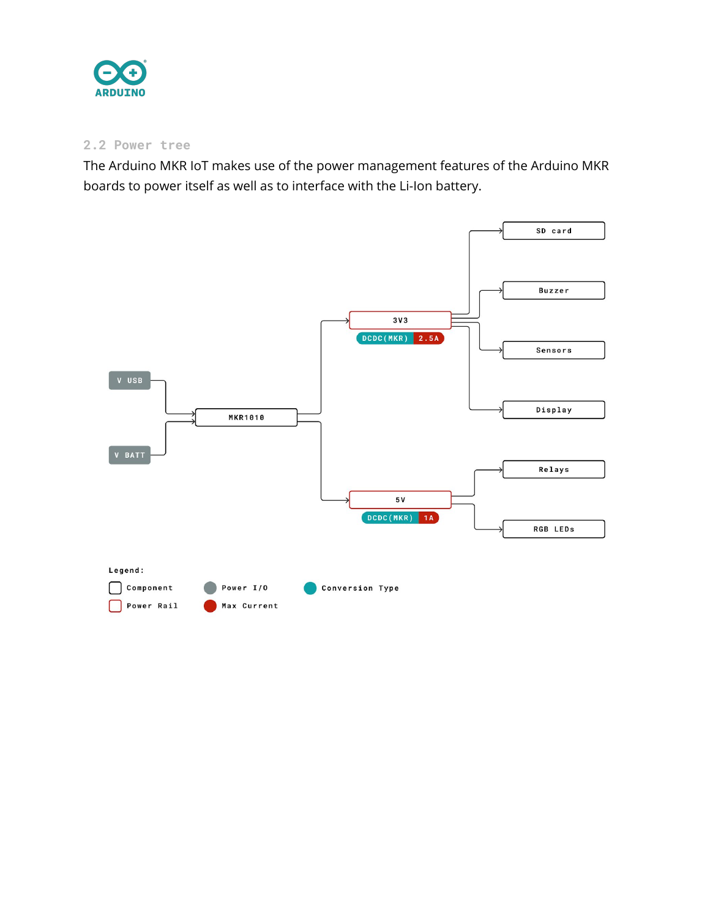## 2.2 Power tree

The Arduino MKR IoT makes use of the power management features of the Arduino MKR boards to power itself as well as to interface with the Li-Ion battery.

V USB

V BATT

MKR1010

3V3

DCDC(MKR) 2.5A

5V

DCDC(MKR) 1A

SD card

Buzzer

Sensors

Display

Relays

RGB LEDs

Legend:

Component

Power Rail

Power I/O

Max Current

Conversion Type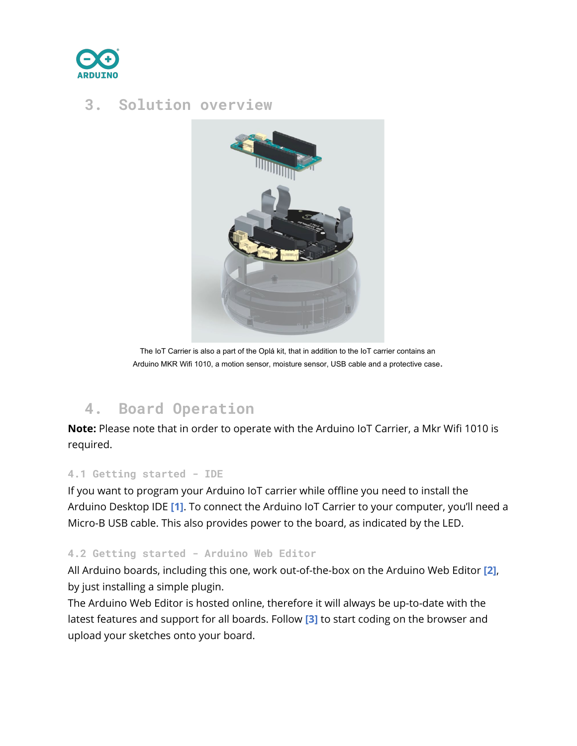## 3. Solution overview

The IoT Carrier is also a part of the Oplá kit, that in addition to the IoT carrier contains an Arduino MKR Wifi 1010, a motion sensor, moisture sensor, USB cable and a protective case.

## 4. Board Operation

**Note:** Please note that in order to operate with the Arduino IoT Carrier, a Mkr Wifi 1010 is required.

### 4.1 Getting started - IDE

If you want to program your Arduino IoT carrier while offline you need to install the Arduino Desktop IDE [1]. To connect the Arduino IoT Carrier to your computer, you'll need a Micro-B USB cable. This also provides power to the board, as indicated by the LED.

### 4.2 Getting started - Arduino Web Editor

All Arduino boards, including this one, work out-of-the-box on the Arduino Web Editor [2], by just installing a simple plugin.

The Arduino Web Editor is hosted online, therefore it will always be up-to-date with the latest features and support for all boards. Follow [3] to start coding on the browser and upload your sketches onto your board.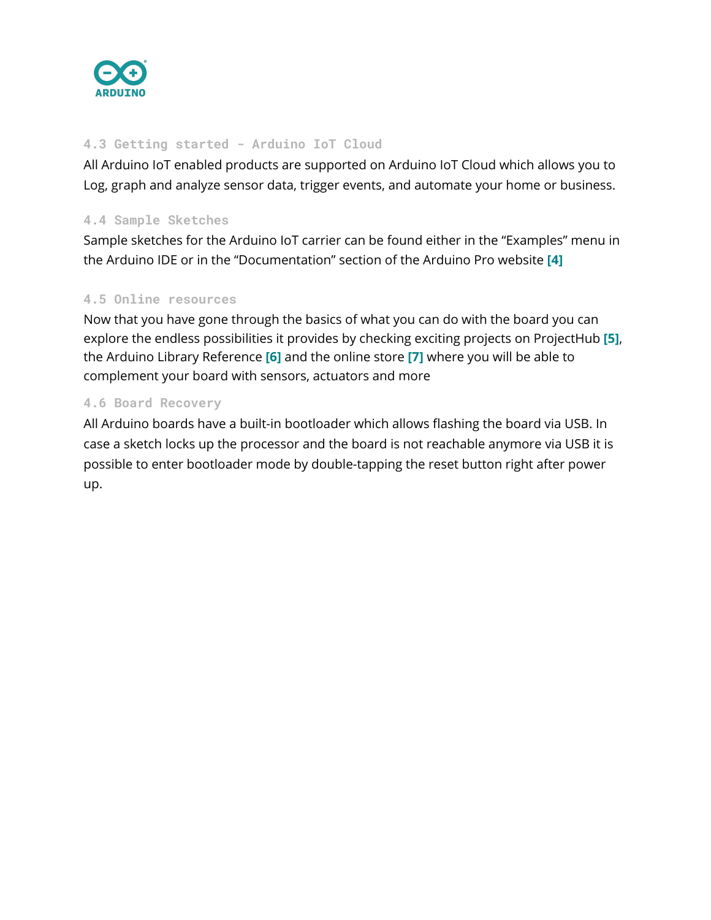### 4.3 Getting started - Arduino IoT Cloud

All Arduino IoT enabled products are supported on Arduino IoT Cloud which allows you to Log, graph and analyze sensor data, trigger events, and automate your home or business.

### 4.4 Sample Sketches

Sample sketches for the Arduino IoT carrier can be found either in the “Examples” menu in the Arduino IDE or in the “Documentation” section of the Arduino Pro website **[4]**

### 4.5 Online resources

Now that you have gone through the basics of what you can do with the board you can explore the endless possibilities it provides by checking exciting projects on ProjectHub **[5]**, the Arduino Library Reference **[6]** and the online store **[7]** where you will be able to complement your board with sensors, actuators and more

### 4.6 Board Recovery

All Arduino boards have a built-in bootloader which allows flashing the board via USB. In case a sketch locks up the processor and the board is not reachable anymore via USB it is possible to enter bootloader mode by double-tapping the reset button right after power up.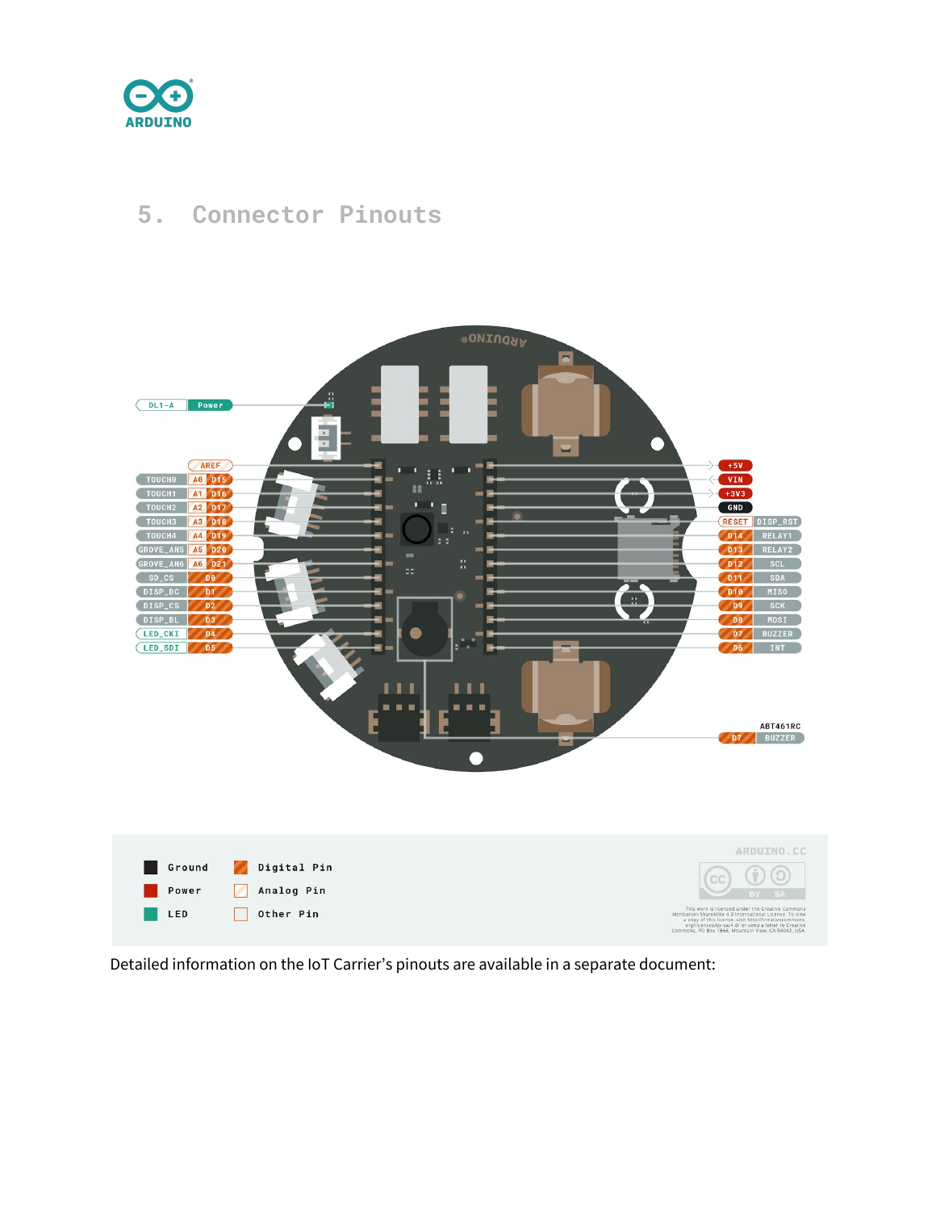## 5. Connector Pinouts

DL1-A Power

AREF

TOUCH0 A0 D15

TOUCH1 A1 D16

TOUCH2 A2 D17

TOUCH3 A3 D18

TOUCH4 A4 D19

GROVE_AN5 A5 D20

GROVE_AN6 A6 D21

SD_CS D0

DISP_DC D1

DISP_CS D2

DISP_BL D3

LED_CKI D4

LED_SDI D5

+5V

VIN

+3V3

GND

RESET DISP_RST

D14 RELAY1

D13 RELAY2

D12 SCL

D11 SDA

D10 MISO

D9 SCK

D8 MOSI

D7 BUZZER

D6 INT

ABT461RC

D7 BUZZER

Ground

Power

LED

Digital Pin

Analog Pin

Other Pin

ARDUINO.CC

This work is licensed under the Creative Commons Attribution-ShareAlike 4.0 International License. To view a copy of this license, visit http://creativecommons.org/licenses/by-sa/4.0/ or send a letter to Creative Commons, PO Box 1866, Mountain View, CA 94042, USA.

Detailed information on the IoT Carrier's pinouts are available in a separate document: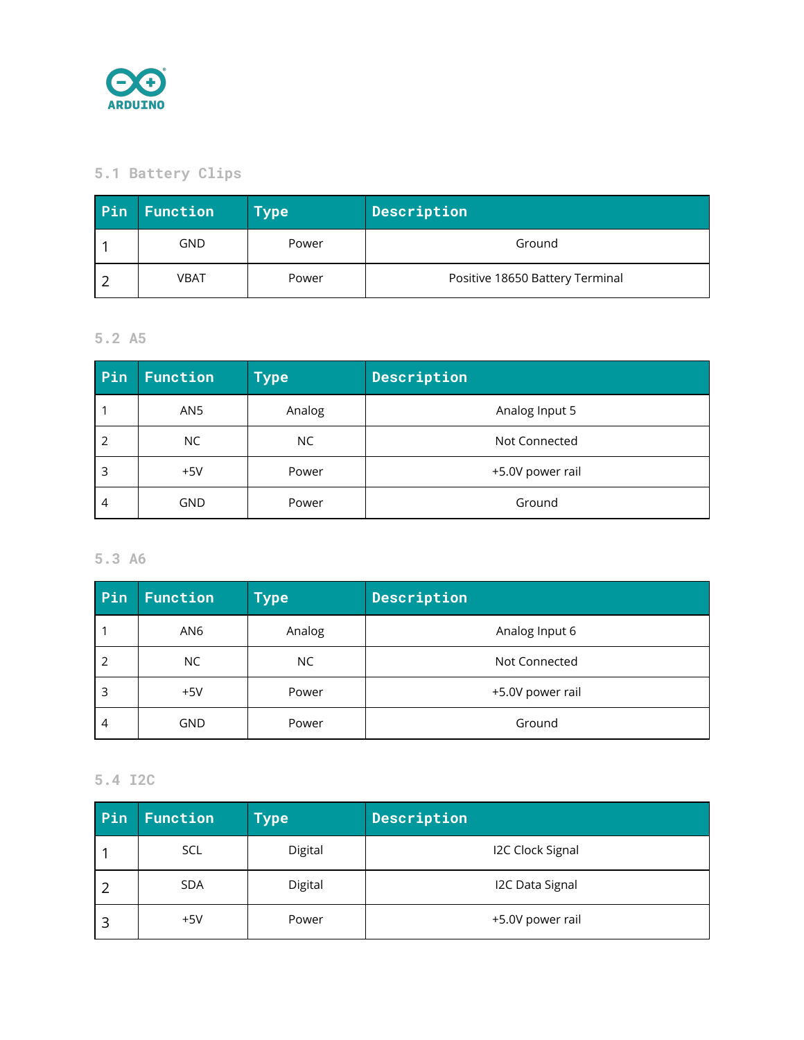### 5.1 Battery Clips

| Pin | Function | Type | Description |
| --- | --- | --- | --- |
| 1 | GND | Power | Ground |
| 2 | VBAT | Power | Positive 18650 Battery Terminal |

### 5.2 A5

| Pin | Function | Type | Description |
| --- | --- | --- | --- |
| 1 | AN5 | Analog | Analog Input 5 |
| 2 | NC | NC | Not Connected |
| 3 | +5V | Power | +5.0V power rail |
| 4 | GND | Power | Ground |

### 5.3 A6

| Pin | Function | Type | Description |
| --- | --- | --- | --- |
| 1 | AN6 | Analog | Analog Input 6 |
| 2 | NC | NC | Not Connected |
| 3 | +5V | Power | +5.0V power rail |
| 4 | GND | Power | Ground |

### 5.4 I2C

| Pin | Function | Type | Description |
| --- | --- | --- | --- |
| 1 | SCL | Digital | I2C Clock Signal |
| 2 | SDA | Digital | I2C Data Signal |
| 3 | +5V | Power | +5.0V power rail |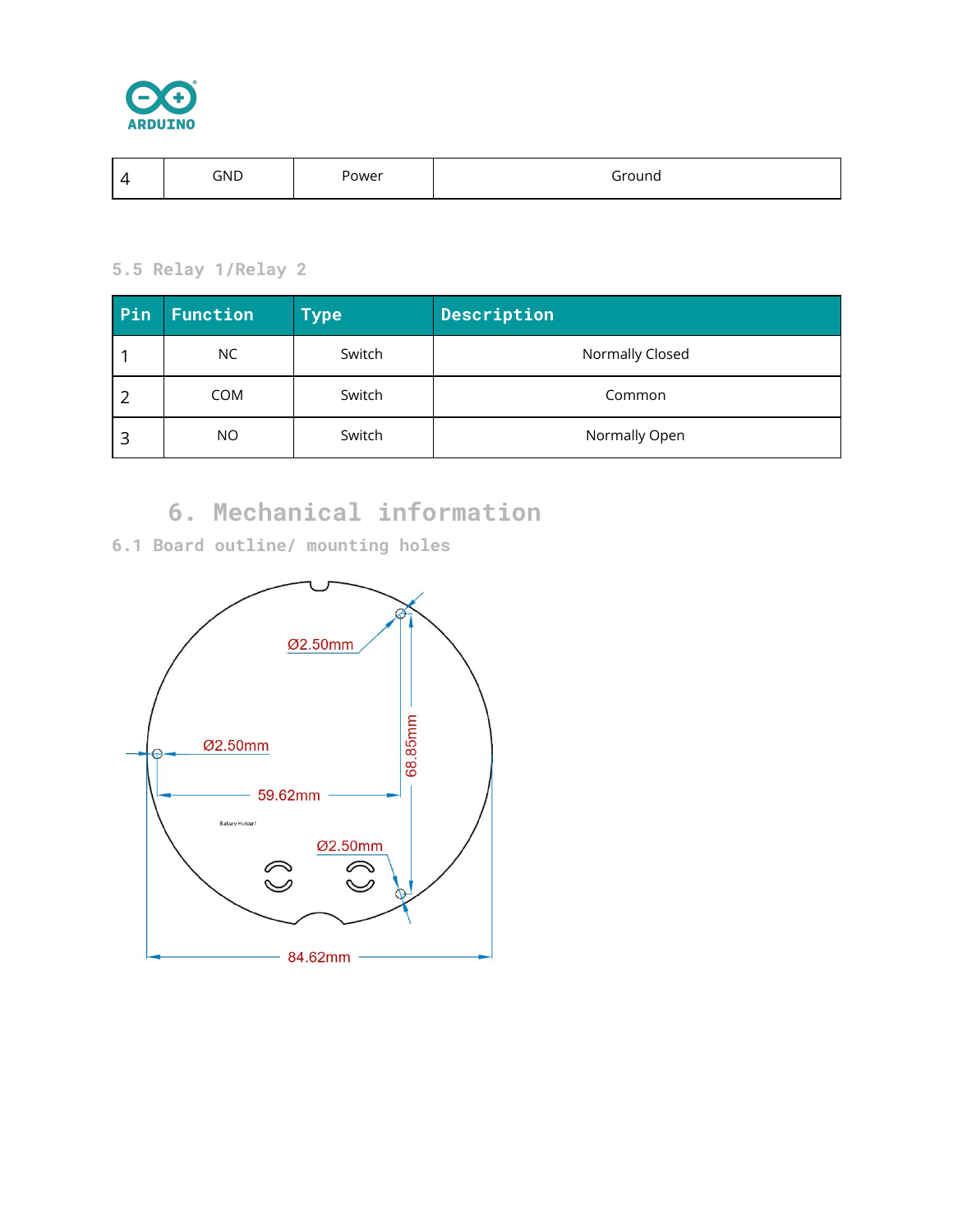| | | | |
|---|---|---|---|
| 4 | GND | Power | Ground |

### 5.5 Relay 1/Relay 2

| Pin | Function | Type | Description |
|---|---|---|---|
| 1 | NC | Switch | Normally Closed |
| 2 | COM | Switch | Common |
| 3 | NO | Switch | Normally Open |

# 6. Mechanical information

## 6.1 Board outline/ mounting holes

Ø2.50mm

Ø2.50mm

59.62mm

68.85mm

Battery Holder!

Ø2.50mm

84.62mm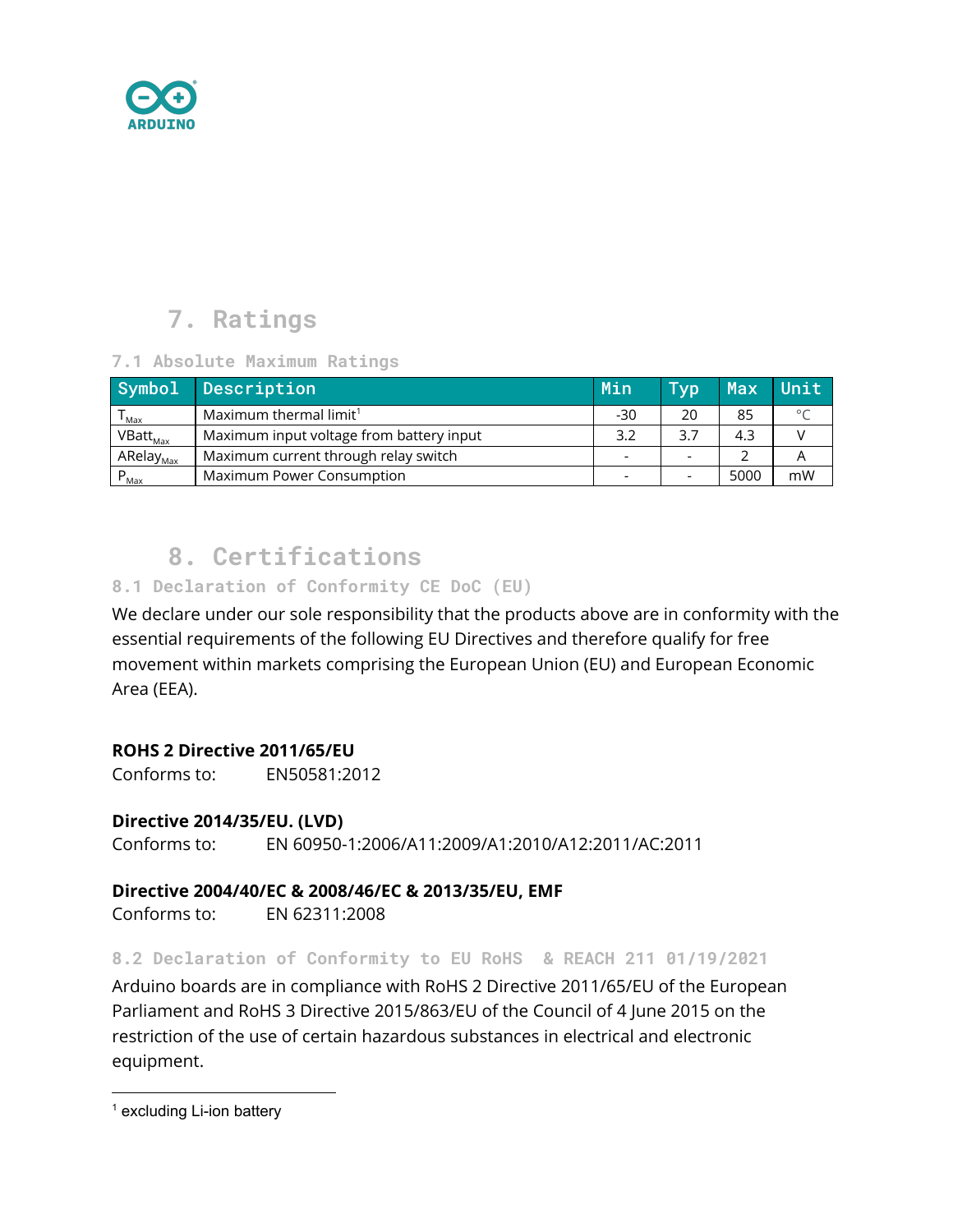# 7. Ratings

## 7.1 Absolute Maximum Ratings

| Symbol | Description | Min | Typ | Max | Unit |
|---|---|---|---|---|---|
| $T_{Max}$ | Maximum thermal limit[1] | -30 | 20 | 85 | °C |
| $VBatt_{Max}$ | Maximum input voltage from battery input | 3.2 | 3.7 | 4.3 | V |
| $ARelay_{Max}$ | Maximum current through relay switch | - | - | 2 | A |
| $P_{Max}$ | Maximum Power Consumption | - | - | 5000 | mW |

# 8. Certifications

## 8.1 Declaration of Conformity CE DoC (EU)

We declare under our sole responsibility that the products above are in conformity with the essential requirements of the following EU Directives and therefore qualify for free movement within markets comprising the European Union (EU) and European Economic Area (EEA).

**ROHS 2 Directive 2011/65/EU**

Conforms to: EN50581:2012

**Directive 2014/35/EU. (LVD)**

Conforms to: EN 60950-1:2006/A11:2009/A1:2010/A12:2011/AC:2011

**Directive 2004/40/EC & 2008/46/EC & 2013/35/EU, EMF**

Conforms to: EN 62311:2008

## 8.2 Declaration of Conformity to EU RoHS & REACH 211 01/19/2021

Arduino boards are in compliance with RoHS 2 Directive 2011/65/EU of the European Parliament and RoHS 3 Directive 2015/863/EU of the Council of 4 June 2015 on the restriction of the use of certain hazardous substances in electrical and electronic equipment.

[1] excluding Li-ion battery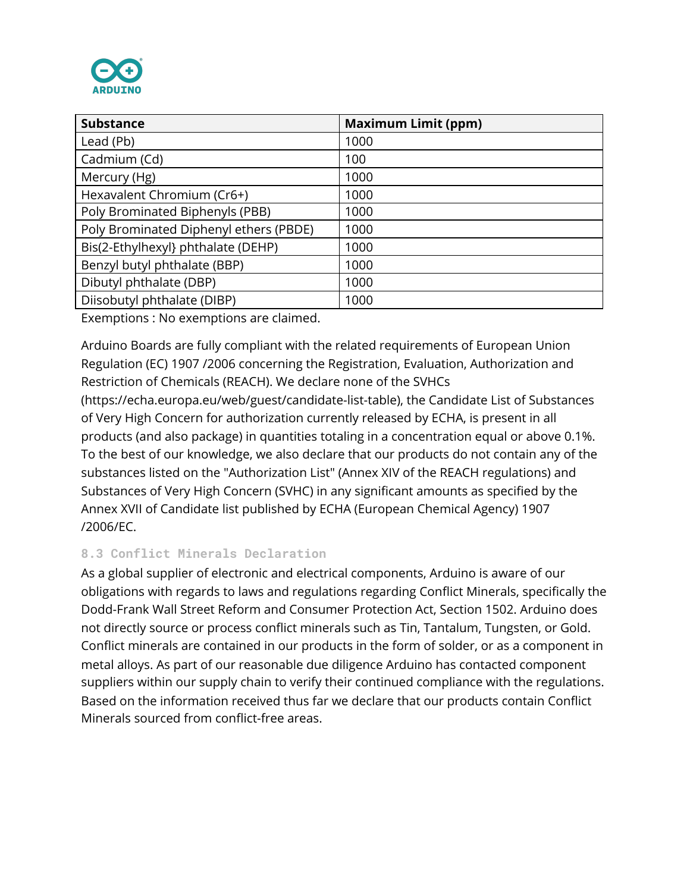| Substance | Maximum Limit (ppm) |
|---|---|
| Lead (Pb) | 1000 |
| Cadmium (Cd) | 100 |
| Mercury (Hg) | 1000 |
| Hexavalent Chromium (Cr6+) | 1000 |
| Poly Brominated Biphenyls (PBB) | 1000 |
| Poly Brominated Diphenyl ethers (PBDE) | 1000 |
| Bis(2-Ethylhexyl} phthalate (DEHP) | 1000 |
| Benzyl butyl phthalate (BBP) | 1000 |
| Dibutyl phthalate (DBP) | 1000 |
| Diisobutyl phthalate (DIBP) | 1000 |

Exemptions : No exemptions are claimed.

Arduino Boards are fully compliant with the related requirements of European Union Regulation (EC) 1907 /2006 concerning the Registration, Evaluation, Authorization and Restriction of Chemicals (REACH). We declare none of the SVHCs (https://echa.europa.eu/web/guest/candidate-list-table), the Candidate List of Substances of Very High Concern for authorization currently released by ECHA, is present in all products (and also package) in quantities totaling in a concentration equal or above 0.1%. To the best of our knowledge, we also declare that our products do not contain any of the substances listed on the "Authorization List" (Annex XIV of the REACH regulations) and Substances of Very High Concern (SVHC) in any significant amounts as specified by the Annex XVII of Candidate list published by ECHA (European Chemical Agency) 1907 /2006/EC.

### 8.3 Conflict Minerals Declaration

As a global supplier of electronic and electrical components, Arduino is aware of our obligations with regards to laws and regulations regarding Conflict Minerals, specifically the Dodd-Frank Wall Street Reform and Consumer Protection Act, Section 1502. Arduino does not directly source or process conflict minerals such as Tin, Tantalum, Tungsten, or Gold. Conflict minerals are contained in our products in the form of solder, or as a component in metal alloys. As part of our reasonable due diligence Arduino has contacted component suppliers within our supply chain to verify their continued compliance with the regulations. Based on the information received thus far we declare that our products contain Conflict Minerals sourced from conflict-free areas.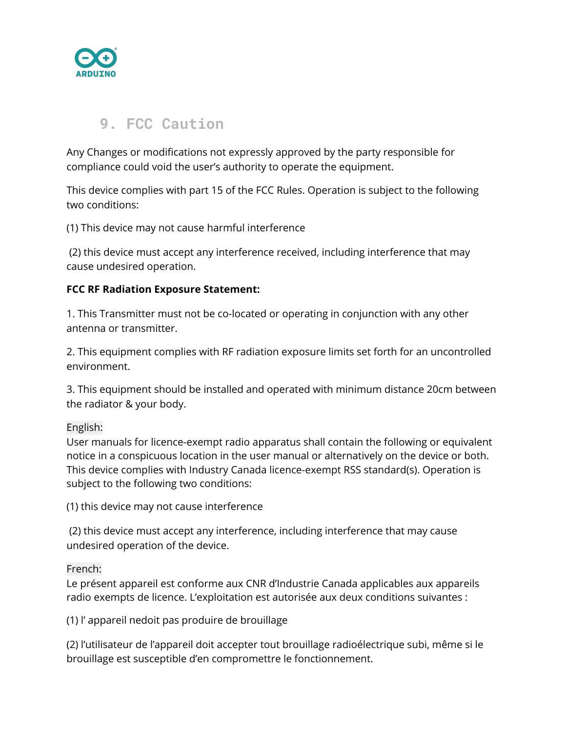## 9. FCC Caution

Any Changes or modifications not expressly approved by the party responsible for compliance could void the user's authority to operate the equipment.

This device complies with part 15 of the FCC Rules. Operation is subject to the following two conditions:

(1) This device may not cause harmful interference

(2) this device must accept any interference received, including interference that may cause undesired operation.

**FCC RF Radiation Exposure Statement:**

1. This Transmitter must not be co-located or operating in conjunction with any other antenna or transmitter.

2. This equipment complies with RF radiation exposure limits set forth for an uncontrolled environment.

3. This equipment should be installed and operated with minimum distance 20cm between the radiator & your body.

English:
User manuals for licence-exempt radio apparatus shall contain the following or equivalent notice in a conspicuous location in the user manual or alternatively on the device or both. This device complies with Industry Canada licence-exempt RSS standard(s). Operation is subject to the following two conditions:

(1) this device may not cause interference

(2) this device must accept any interference, including interference that may cause undesired operation of the device.

French:
Le présent appareil est conforme aux CNR d'Industrie Canada applicables aux appareils radio exempts de licence. L'exploitation est autorisée aux deux conditions suivantes :

(1) l' appareil nedoit pas produire de brouillage

(2) l'utilisateur de l'appareil doit accepter tout brouillage radioélectrique subi, même si le brouillage est susceptible d'en compromettre le fonctionnement.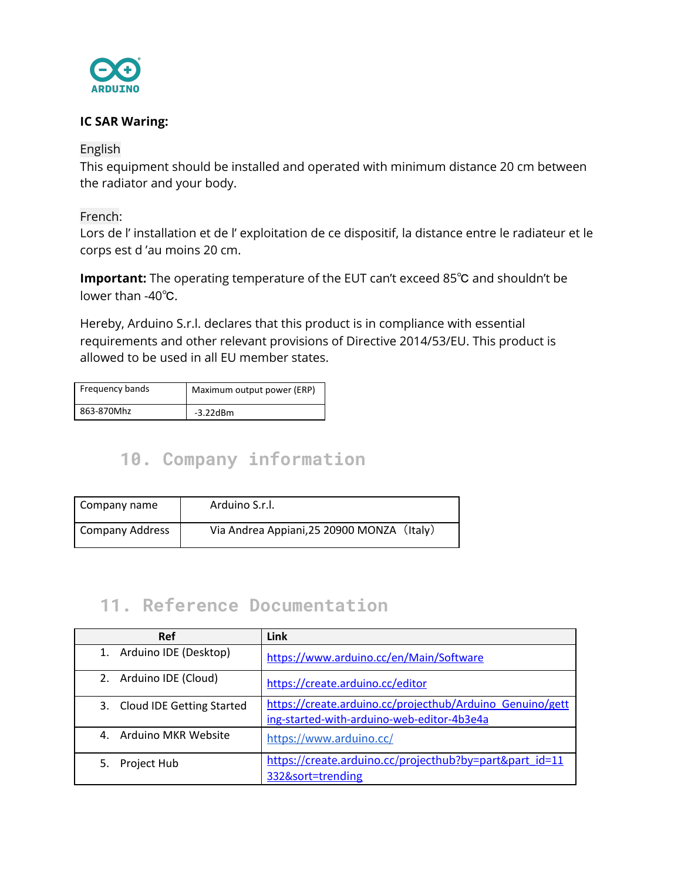**IC SAR Waring:**

English
This equipment should be installed and operated with minimum distance 20 cm between the radiator and your body.

French:
Lors de l' installation et de l' exploitation de ce dispositif, la distance entre le radiateur et le corps est d 'au moins 20 cm.

**Important:** The operating temperature of the EUT can't exceed 85℃ and shouldn't be lower than -40℃.

Hereby, Arduino S.r.l. declares that this product is in compliance with essential requirements and other relevant provisions of Directive 2014/53/EU. This product is allowed to be used in all EU member states.

| Frequency bands | Maximum output power (ERP) |
|---|---|
| 863-870Mhz | -3.22dBm |

## 10. Company information

| | |
|---|---|
| Company name | Arduino S.r.l. |
| Company Address | Via Andrea Appiani,25 20900 MONZA（Italy） |

## 11. Reference Documentation

| Ref | Link |
|---|---|
| 1. Arduino IDE (Desktop) | https://www.arduino.cc/en/Main/Software |
| 2. Arduino IDE (Cloud) | https://create.arduino.cc/editor |
| 3. Cloud IDE Getting Started | https://create.arduino.cc/projecthub/Arduino_Genuino/getting-started-with-arduino-web-editor-4b3e4a |
| 4. Arduino MKR Website | https://www.arduino.cc/ |
| 5. Project Hub | https://create.arduino.cc/projecthub?by=part&part_id=11332&sort=trending |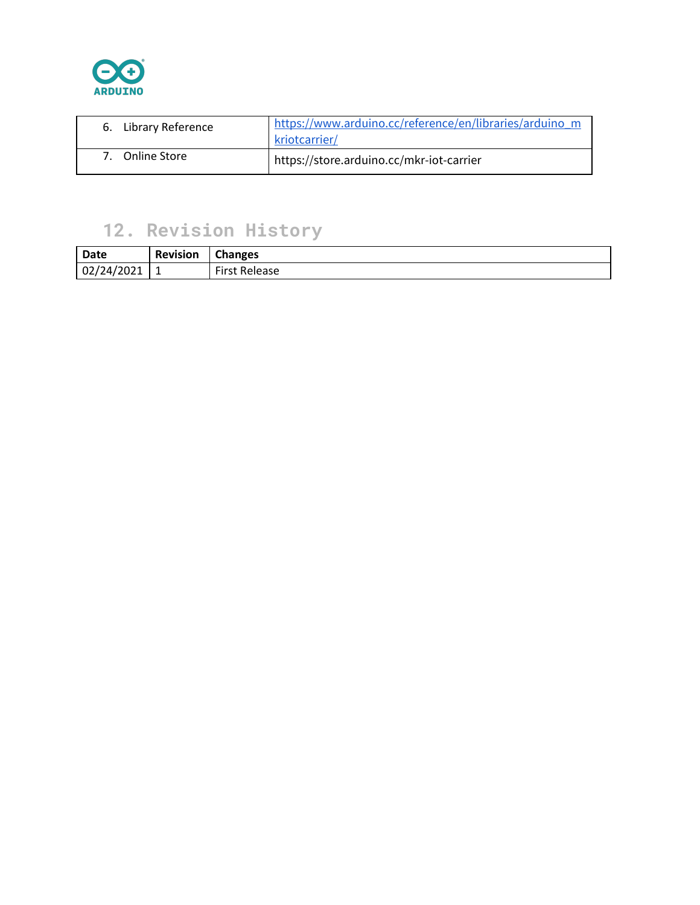| | |
|---|---|
| 6. Library Reference | https://www.arduino.cc/reference/en/libraries/arduino_mkriotcarrier/ |
| 7. Online Store | https://store.arduino.cc/mkr-iot-carrier |

## 12. Revision History

| Date | Revision | Changes |
|---|---|---|
| 02/24/2021 | 1 | First Release |